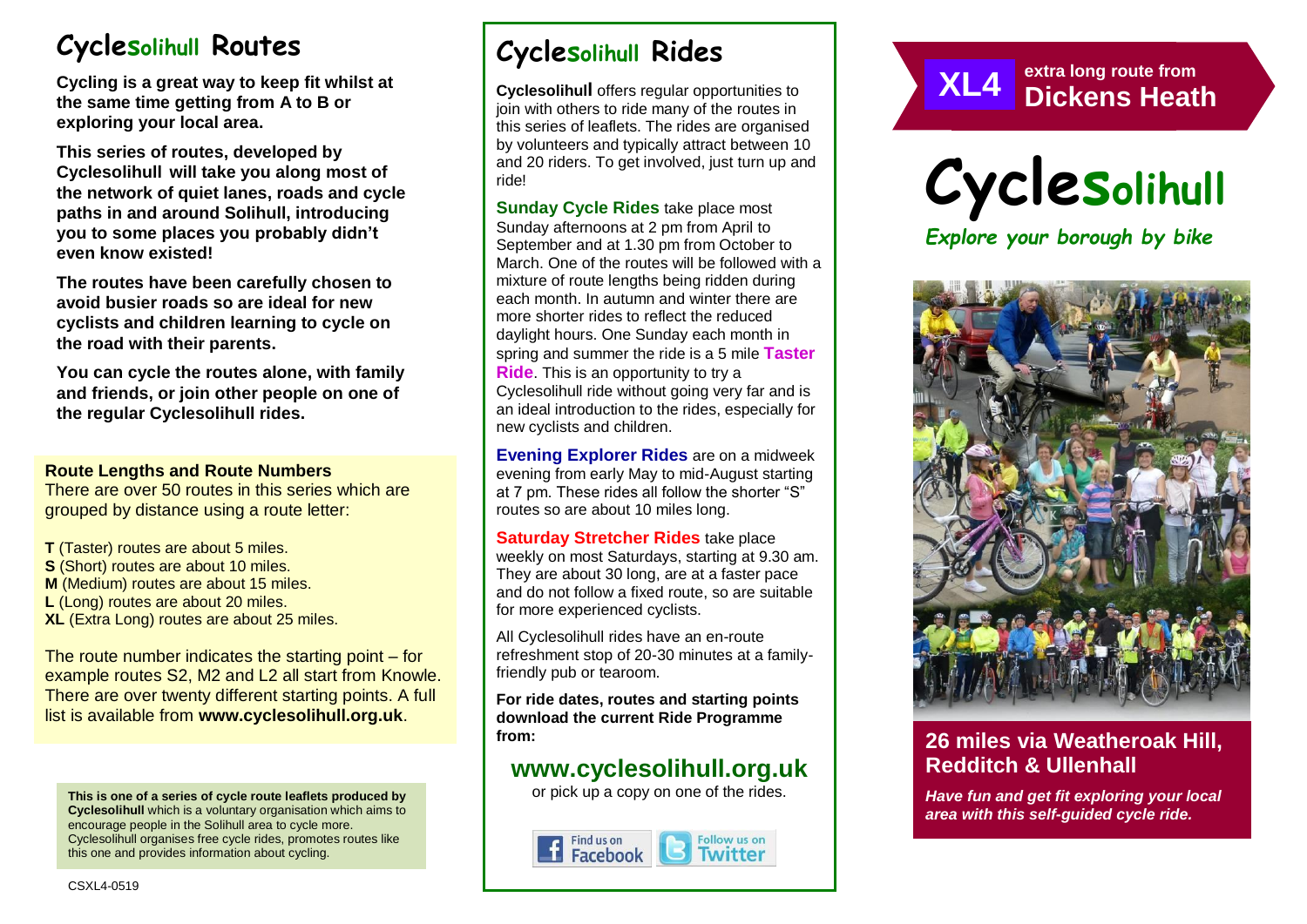# Cyclesolihull Routes

**Cycling is a great way to keep fit whilst at the same time getting from A to B or exploring your local area.**

**This series of routes, developed by Cyclesolihull will take you along most of the network of quiet lanes, roads and cycle paths in and around Solihull, introducing you to some places you probably didn't even know existed!**

**The routes have been carefully chosen to avoid busier roads so are ideal for new cyclists and children learning to cycle on the road with their parents.**

**You can cycle the routes alone, with family and friends, or join other people on one of the regular Cyclesolihull rides.**

**Route Lengths and Route Numbers**

There are over 50 routes in this series which are grouped by distance using a route letter:

**T** (Taster) routes are about 5 miles.
**S** (Short) routes are about 10 miles.
**M** (Medium) routes are about 15 miles.
**L** (Long) routes are about 20 miles.
**XL** (Extra Long) routes are about 25 miles.

The route number indicates the starting point – for example routes S2, M2 and L2 all start from Knowle. There are over twenty different starting points. A full list is available from **www.cyclesolihull.org.uk**.

**This is one of a series of cycle route leaflets produced by Cyclesolihull** which is a voluntary organisation which aims to encourage people in the Solihull area to cycle more. Cyclesolihull organises free cycle rides, promotes routes like this one and provides information about cycling.

CSXL4-0519

# Cyclesolihull Rides

**Cyclesolihull** offers regular opportunities to join with others to ride many of the routes in this series of leaflets. The rides are organised by volunteers and typically attract between 10 and 20 riders. To get involved, just turn up and ride!

**Sunday Cycle Rides** take place most Sunday afternoons at 2 pm from April to September and at 1.30 pm from October to March. One of the routes will be followed with a mixture of route lengths being ridden during each month. In autumn and winter there are more shorter rides to reflect the reduced daylight hours. One Sunday each month in spring and summer the ride is a 5 mile **Taster Ride**. This is an opportunity to try a Cyclesolihull ride without going very far and is an ideal introduction to the rides, especially for new cyclists and children.

**Evening Explorer Rides** are on a midweek evening from early May to mid-August starting at 7 pm. These rides all follow the shorter "S" routes so are about 10 miles long.

**Saturday Stretcher Rides** take place weekly on most Saturdays, starting at 9.30 am. They are about 30 long, are at a faster pace and do not follow a fixed route, so are suitable for more experienced cyclists.

All Cyclesolihull rides have an en-route refreshment stop of 20-30 minutes at a family-friendly pub or tearoom.

**For ride dates, routes and starting points download the current Ride Programme from:**

## www.cyclesolihull.org.uk

or pick up a copy on one of the rides.

Find us on Facebook | Follow us on Twitter

# XL4 extra long route from Dickens Heath

# Cyclesolihull

*Explore your borough by bike*

## 26 miles via Weatheroak Hill, Redditch & Ullenhall

***Have fun and get fit exploring your local area with this self-guided cycle ride.***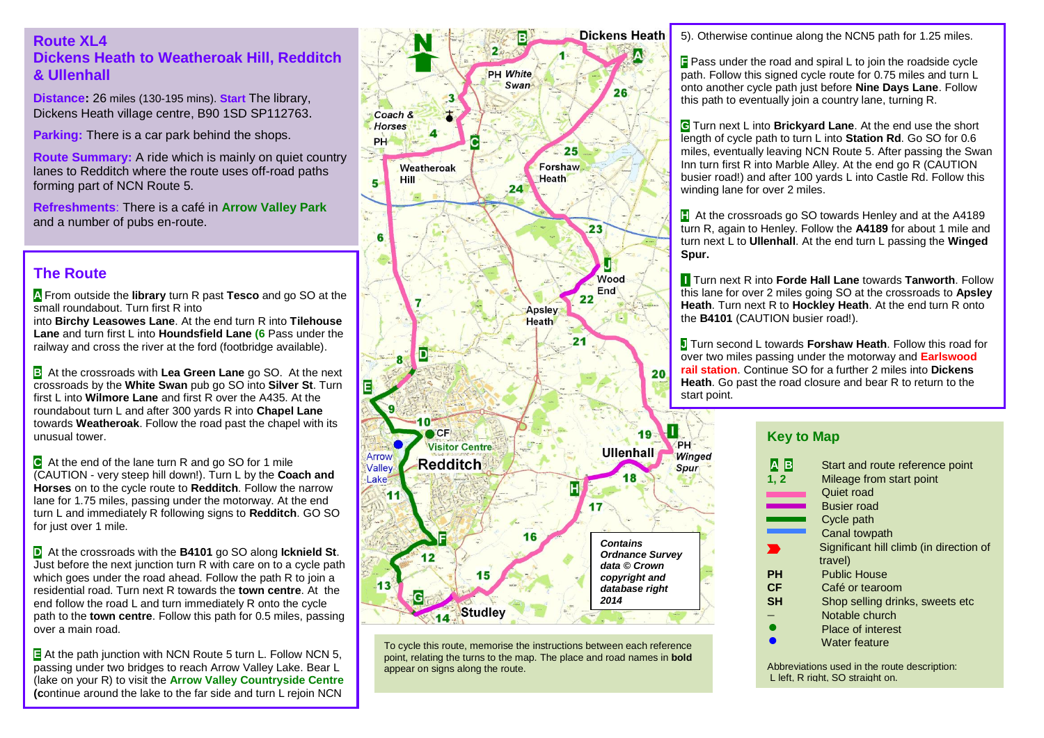# Route XL4

## Dickens Heath to Weatheroak Hill, Redditch & Ullenhall

**Distance:** 26 miles (130-195 mins). **Start** The library, Dickens Heath village centre, B90 1SD SP112763.

**Parking:** There is a car park behind the shops.

**Route Summary:** A ride which is mainly on quiet country lanes to Redditch where the route uses off-road paths forming part of NCN Route 5.

**Refreshments**: There is a café in **Arrow Valley Park** and a number of pubs en-route.

## The Route

**A** From outside the **library** turn R past **Tesco** and go SO at the small roundabout. Turn first R into **Birchy Leasowes Lane**. At the end turn R into **Tilehouse Lane** and turn first L into **Houndsfield Lane** (**6** Pass under the railway and cross the river at the ford (footbridge available).

**B** At the crossroads with **Lea Green Lane** go SO. At the next crossroads by the **White Swan** pub go SO into **Silver St**. Turn first L into **Wilmore Lane** and first R over the A435. At the roundabout turn L and after 300 yards R into **Chapel Lane** towards **Weatheroak**. Follow the road past the chapel with its unusual tower.

**C** At the end of the lane turn R and go SO for 1 mile (CAUTION - very steep hill down!). Turn L by the **Coach and Horses** on to the cycle route to **Redditch**. Follow the narrow lane for 1.75 miles, passing under the motorway. At the end turn L and immediately R following signs to **Redditch**. GO SO for just over 1 mile.

**D** At the crossroads with the **B4101** go SO along **Icknield St**. Just before the next junction turn R with care on to a cycle path which goes under the road ahead. Follow the path R to join a residential road. Turn next R towards the **town centre**. At the end follow the road L and turn immediately R onto the cycle path to the **town centre**. Follow this path for 0.5 miles, passing over a main road.

**E** At the path junction with NCN Route 5 turn L. Follow NCN 5, passing under two bridges to reach Arrow Valley Lake. Bear L (lake on your R) to visit the **Arrow Valley Countryside Centre** (continue around the lake to the far side and turn L rejoin NCN 5). Otherwise continue along the NCN5 path for 1.25 miles.

**F** Pass under the road and spiral L to join the roadside cycle path. Follow this signed cycle route for 0.75 miles and turn L onto another cycle path just before **Nine Days Lane**. Follow this path to eventually join a country lane, turning R.

**G** Turn next L into **Brickyard Lane**. At the end use the short length of cycle path to turn L into **Station Rd**. Go SO for 0.6 miles, eventually leaving NCN Route 5. After passing the Swan Inn turn first R into Marble Alley. At the end go R (CAUTION busier road!) and after 100 yards L into Castle Rd. Follow this winding lane for over 2 miles.

**H** At the crossroads go SO towards Henley and at the A4189 turn R, again to Henley. Follow the **A4189** for about 1 mile and turn next L to **Ullenhall**. At the end turn L passing the **Winged Spur.**

**I** Turn next R into **Forde Hall Lane** towards **Tanworth**. Follow this lane for over 2 miles going SO at the crossroads to **Apsley Heath**. Turn next R to **Hockley Heath**. At the end turn R onto the **B4101** (CAUTION busier road!).

**J** Turn second L towards **Forshaw Heath**. Follow this road for over two miles passing under the motorway and **Earlswood rail station**. Continue SO for a further 2 miles into **Dickens Heath**. Go past the road closure and bear R to return to the start point.

Dickens Heath
A
B
1
2
PH White Swan
26
3
Coach & Horses PH
4
C
25
Weatheroak Hill
Forshaw Heath
5
24
23
6
J
Wood End
22
7
Apsley Heath
21
8
D
E
20
9
10
CF Visitor Centre
19
I
Arrow Valley Lake
Redditch
Ullenhall
PH Winged Spur
18
11
H
17
F
16
12
15
13
G
14
Studley

*Contains Ordnance Survey data © Crown copyright and database right 2014*

To cycle this route, memorise the instructions between each reference point, relating the turns to the map. The place and road names in **bold** appear on signs along the route.

## Key to Map

| | |
|---|---|
| A B | Start and route reference point |
| 1, 2 | Mileage from start point |
| | Quiet road |
| | Busier road |
| | Cycle path |
| | Canal towpath |
| | Significant hill climb (in direction of travel) |
| PH | Public House |
| CF | Café or tearoom |
| SH | Shop selling drinks, sweets etc |
| | Notable church |
| | Place of interest |
| | Water feature |

Abbreviations used in the route description: L left, R right, SO straight on.